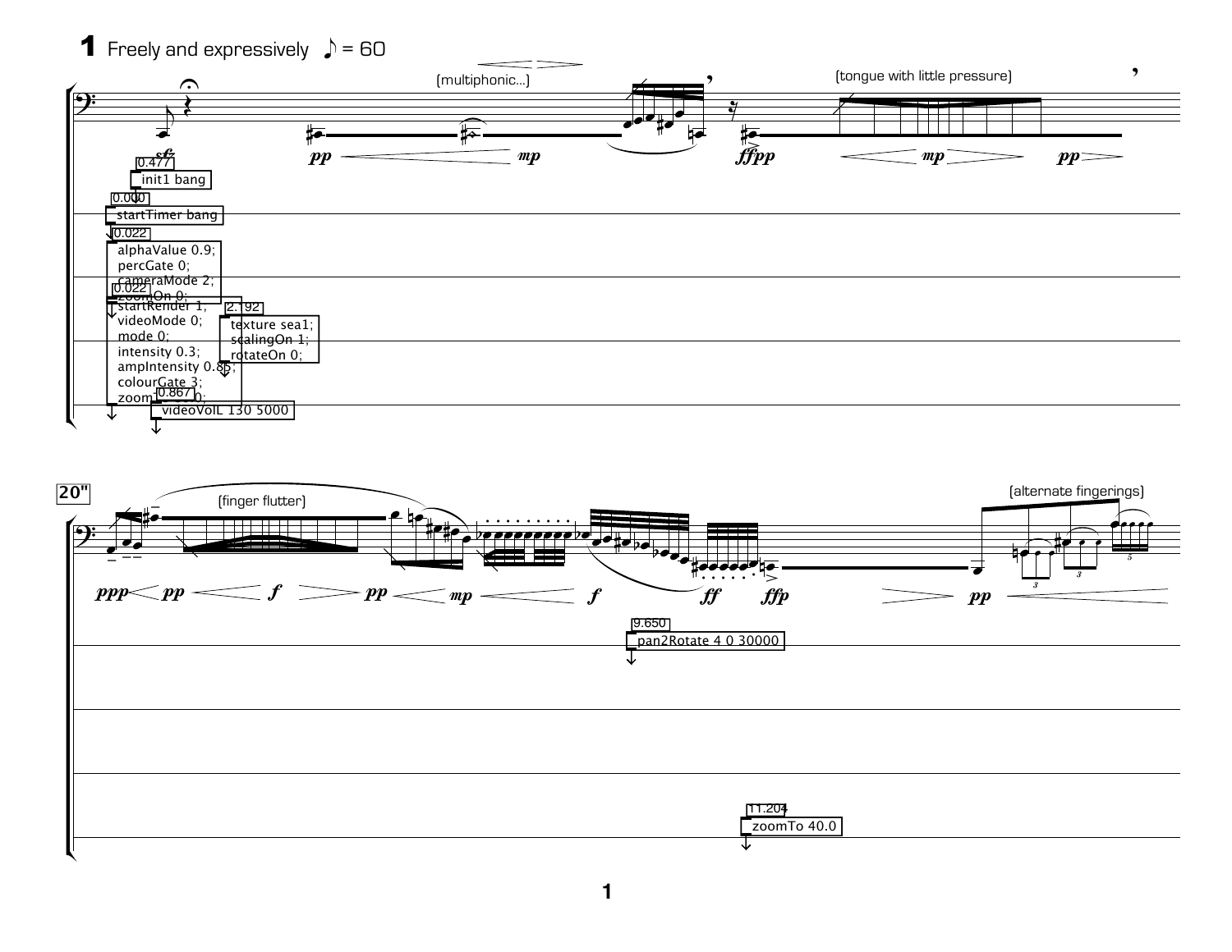**1** Freely and expressively ♪ = 60

(multiphonic...)

(tongue with little pressure)

*sfz* *pp* *mp* *ffpp* *mp* *pp*

0.477
init1 bang

0.000
startTimer bang

0.022
alphaValue 0.9;
percGate 0;
cameraMode 2;
zoomOn 0;

0.022
startRender 1;
videoMode 0;
mode 0;
intensity 0.3;
ampIntensity 0.85;
colourGate 3;
zoom 0;

2.192
texture sea1;
scalingOn 1;
rotateOn 0;

0.867
videoVolL 130 5000

20"

(finger flutter)

(alternate fingerings)

*ppp* *pp* *f* *pp* *mp* *f* *ff* *ffp* *pp*

9.650
pan2Rotate 4 0 30000

11.204
zoomTo 40.0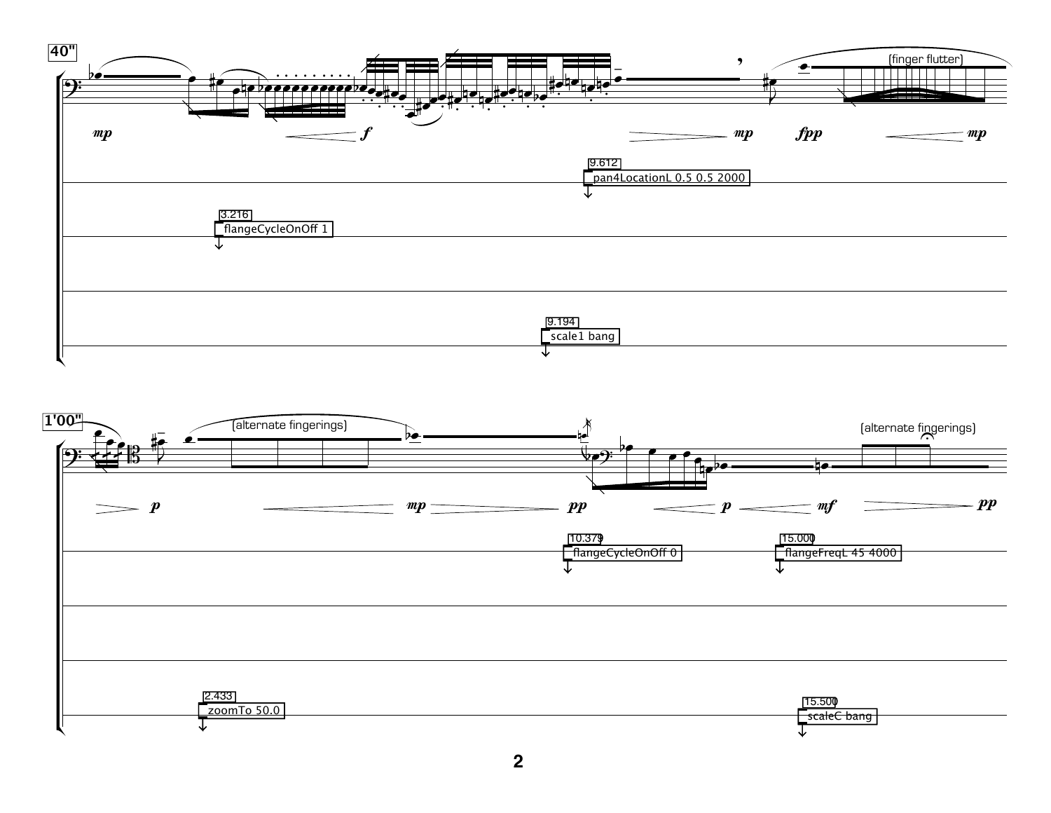40"

mp f mp fpp mp

(finger flutter)

9.612
pan4LocationL 0.5 0.5 2000

3.216
flangeCycleOnOff 1

9.194
scale1 bang

1'00"

p mp pp p mf pp

(alternate fingerings)

(alternate fingerings)

10.379
flangeCycleOnOff 0

15.000
flangeFreqL 45 4000

2.433
zoomTo 50.0

15.500
scaleC bang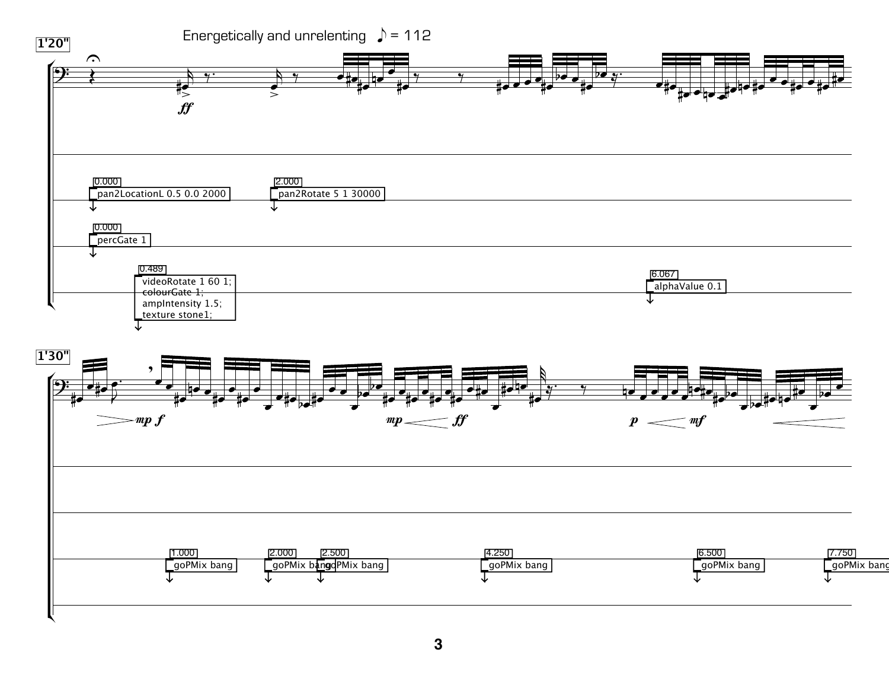1'20"

Energetically and unrelenting ♪ = 112

*ff*

0.000
pan2LocationL 0.5 0.0 2000

2.000
pan2Rotate 5 1 30000

0.000
percGate 1

0.489
videoRotate 1 60 1;
colourGate 1;
ampIntensity 1.5;
texture stone1;

6.067
alphaValue 0.1

1'30"

*mp* *f* *mp* *ff* *p* *mf*

1.000
goPMix bang

2.000
goPMix bang

2.500
goPMix bang

4.250
goPMix bang

6.500
goPMix bang

7.750
goPMix bang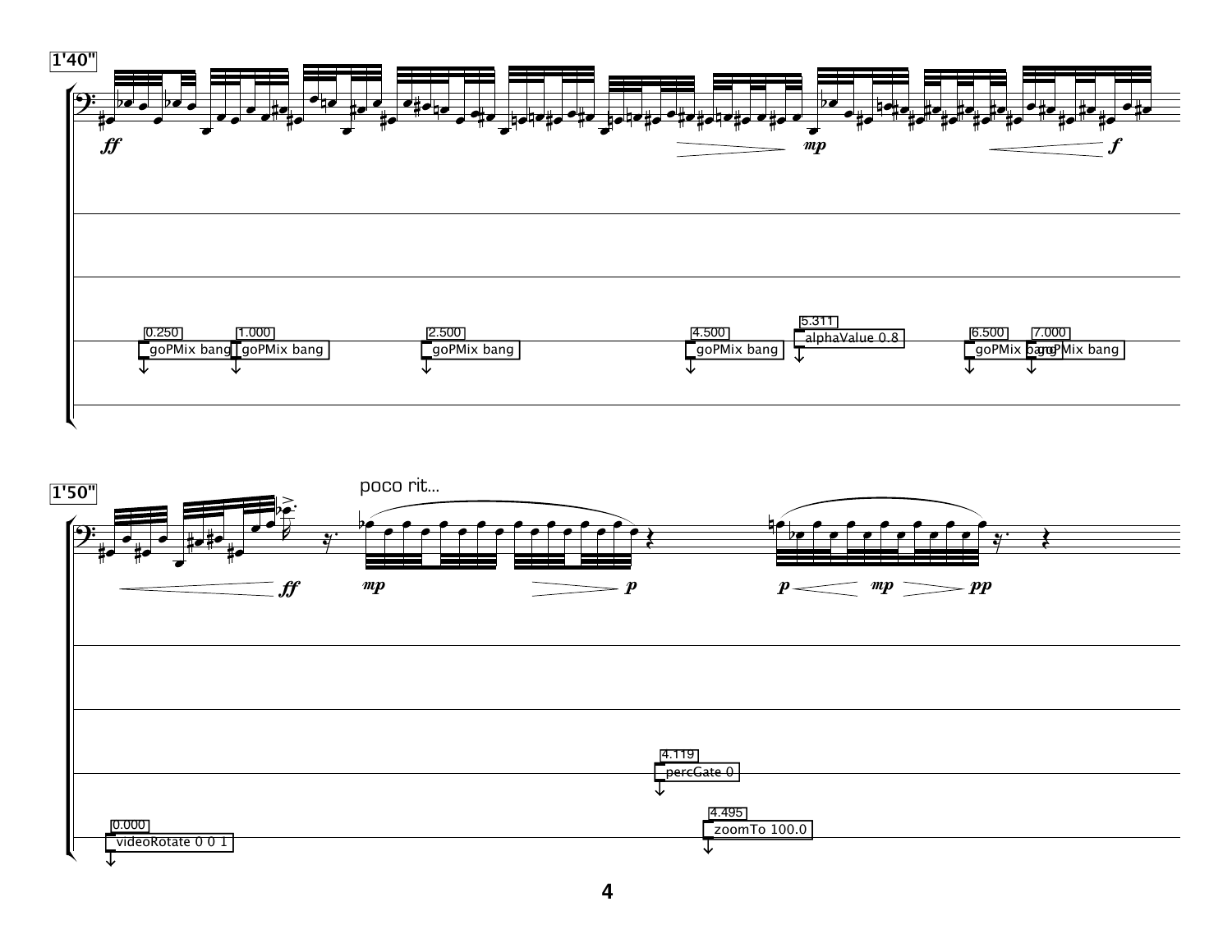1'40"

*ff* *mp* *f*

0.250 goPMix bang

1.000 goPMix bang

2.500 goPMix bang

4.500 goPMix bang

5.311 alphaValue 0.8

6.500 goPMix bang

7.000 goPMix bang

1'50"

poco rit...

*ff* *mp* *p* *p* *mp* *pp*

4.119 percGate 0

0.000 videoRotate 0 0 1

4.495 zoomTo 100.0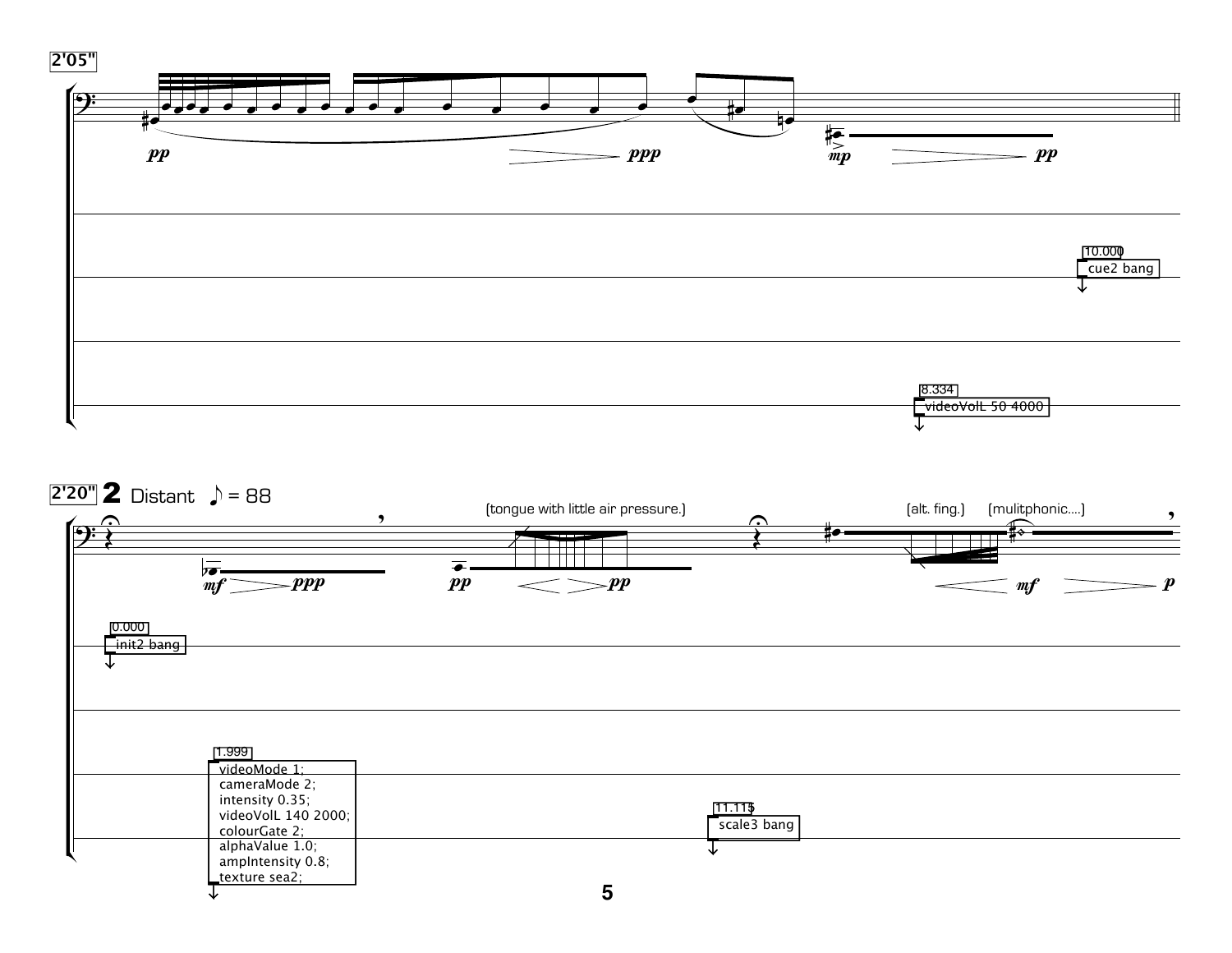2'05"

10.000
cue2 bang

8.334
videoVolL 50 4000

2'20" **2** Distant ♪ = 88

(tongue with little air pressure.)

(alt. fing.) (mulitphonic....)

0.000
init2 bang

1.999
videoMode 1;
cameraMode 2;
intensity 0.35;
videoVolL 140 2000;
colourGate 2;
alphaValue 1.0;
ampIntensity 0.8;
texture sea2;

11.115
scale3 bang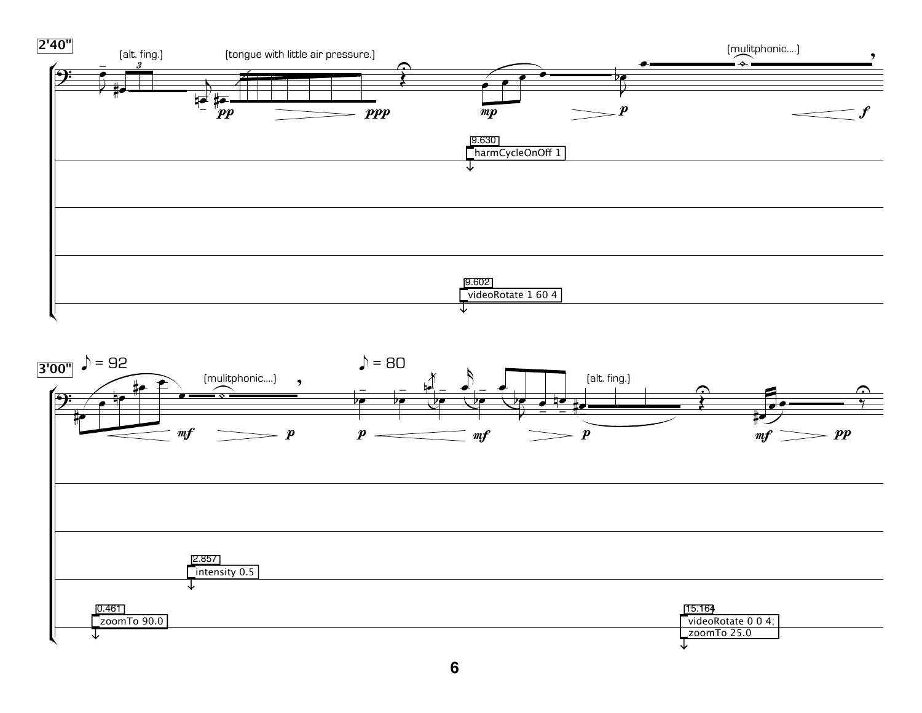**2'40"**

(alt. fing.)

(tongue with little air pressure.)

*pp* *ppp*

*mp* *p*

(mulitphonic....)

*f*

9.630 harmCycleOnOff 1

9.602 videoRotate 1 60 4

**3'00"**

♪ = 92

(mulitphonic....)

*mf* *p*

♪ = 80

*p* *mf* *p*

(alt. fing.)

*mf* *pp*

2.857 intensity 0.5

0.461 zoomTo 90.0

15.164 videoRotate 0 0 4; zoomTo 25.0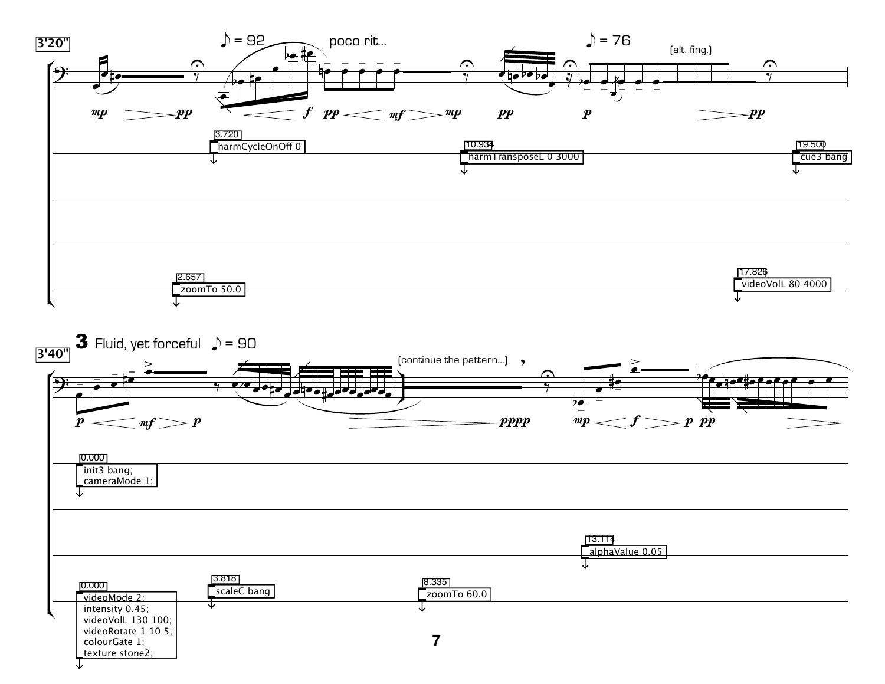3'20"

♪ = 92 poco rit...

♪ = 76

(alt. fing.)

*mp* *pp* *f* *pp* *mf* *mp* *pp* *p* *pp*

3.720 harmCycleOnOff 0

10.934 harmTransposeL 0 3000

19.500 cue3 bang

2.657 zoomTo 50.0

17.826 videoVolL 80 4000

3'40"

**3** Fluid, yet forceful ♪ = 90

(continue the pattern...)

*p* *mf* *p* *pppp* *mp* *f* *p* *pp*

0.000
```
init3 bang;
cameraMode 1;
```

13.114 alphaValue 0.05

0.000
```
videoMode 2;
intensity 0.45;
videoVolL 130 100;
videoRotate 1 10 5;
colourGate 1;
texture stone2;
```

3.818 scaleC bang

8.335 zoomTo 60.0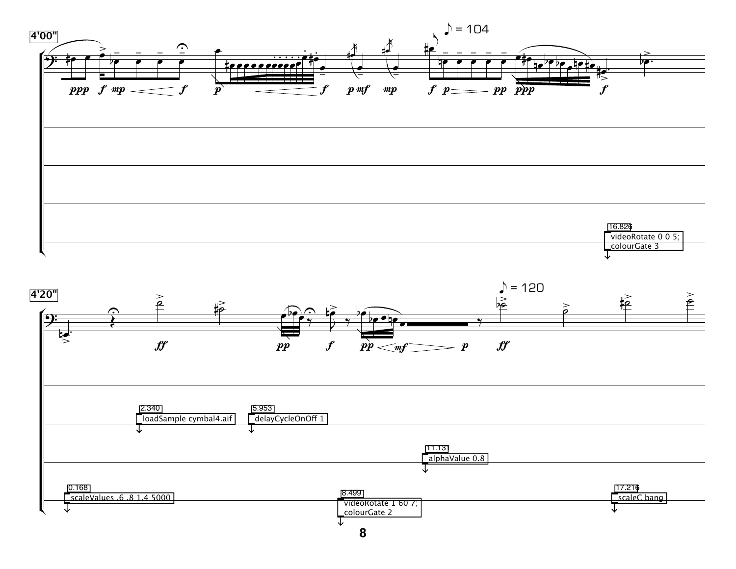4'00"

♪ = 104

*ppp* *f* *mp* *f* *p* *f* *p* *mf* *mp* *f* *p* *pp* *ppp* *f*

16.826
videoRotate 0 0 5;
colourGate 3

4'20"

♪ = 120

*ff* *pp* *f* *pp* *mf* *p* *ff*

2.340
loadSample cymbal4.aif

5.953
delayCycleOnOff 1

11.131
alphaValue 0.8

0.168
scaleValues .6 .8 1.4 5000

8.499
videoRotate 1 60 7;
colourGate 2

17.216
scaleC bang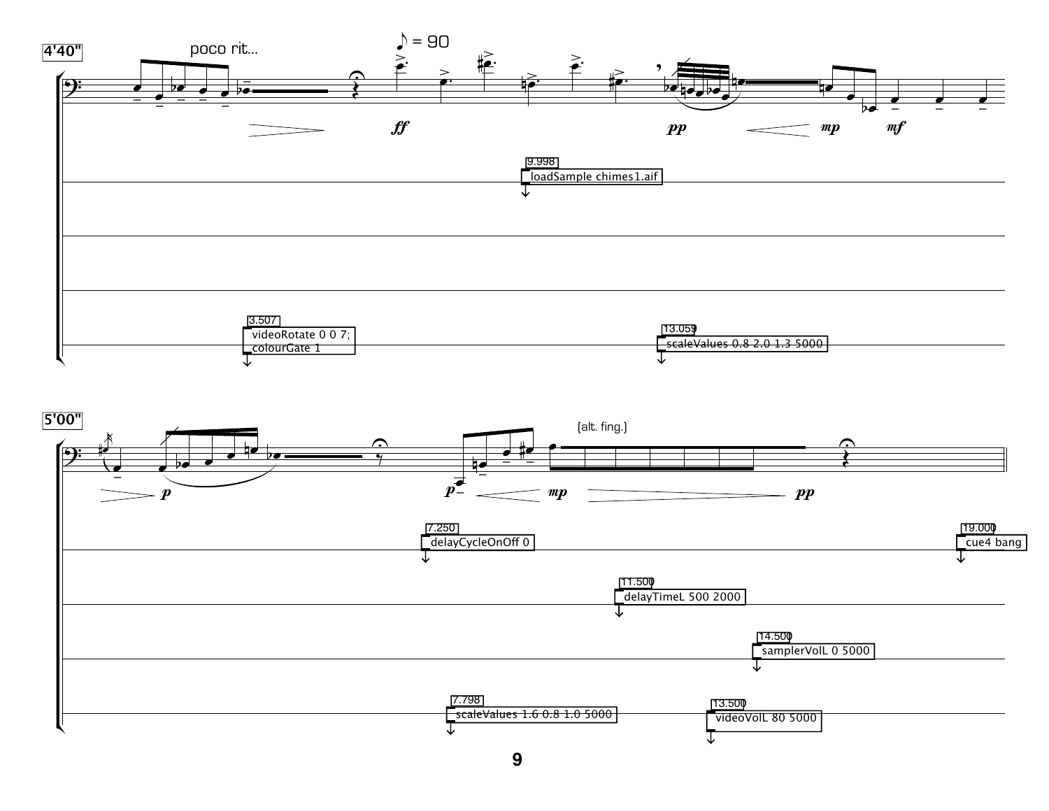4'40"

poco rit...

♪ = 90

*ff* *pp* *mp* *mf*

9.998 loadSample chimes1.aif

3.507 videoRotate 0 0 7; colourGate 1

13.059 scaleValues 0.8 2.0 1.3 5000

5'00"

[alt. fing.]

*p* *p* *mp* *pp*

7.250 delayCycleOnOff 0

19.000 cue4 bang

11.500 delayTimeL 500 2000

14.500 samplerVolL 0 5000

7.798 scaleValues 1.6 0.8 1.0 5000

13.500 videoVolL 80 5000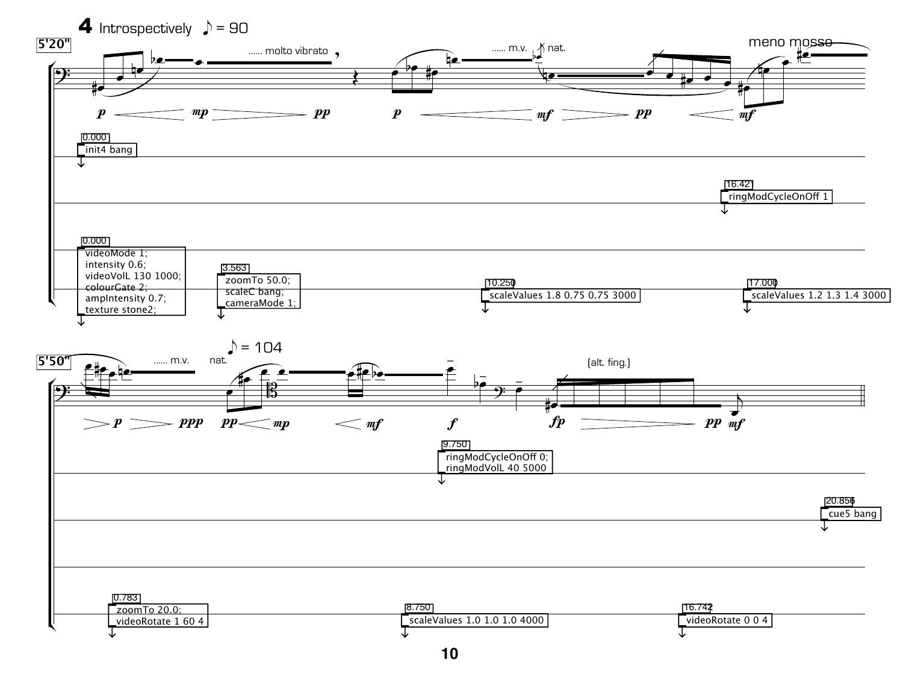**4** Introspectively ♪ = 90

5'20"

...... molto vibrato

...... m.v. nat.

meno mosso

*p* *mp* *pp* *p* *mf* *pp* *mf*

0.000
init4 bang

16.421
ringModCycleOnOff 1

0.000
videoMode 1;
intensity 0.6;
videoVolL 130 1000;
colourGate 2;
ampIntensity 0.7;
texture stone2;

3.563
zoomTo 50.0;
scaleC bang;
cameraMode 1;

10.250
scaleValues 1.8 0.75 0.75 3000

17.000
scaleValues 1.2 1.3 1.4 3000

♪ = 104

5'50"

...... m.v. nat.

(alt. fing.)

*p* *ppp* *pp* *mp* *mf* *f* *fp* *pp* *mf*

9.750
ringModCycleOnOff 0;
ringModVolL 40 5000

20.856
cue5 bang

0.783
zoomTo 20.0;
videoRotate 1 60 4

8.750
scaleValues 1.0 1.0 1.0 4000

16.742
videoRotate 0 0 4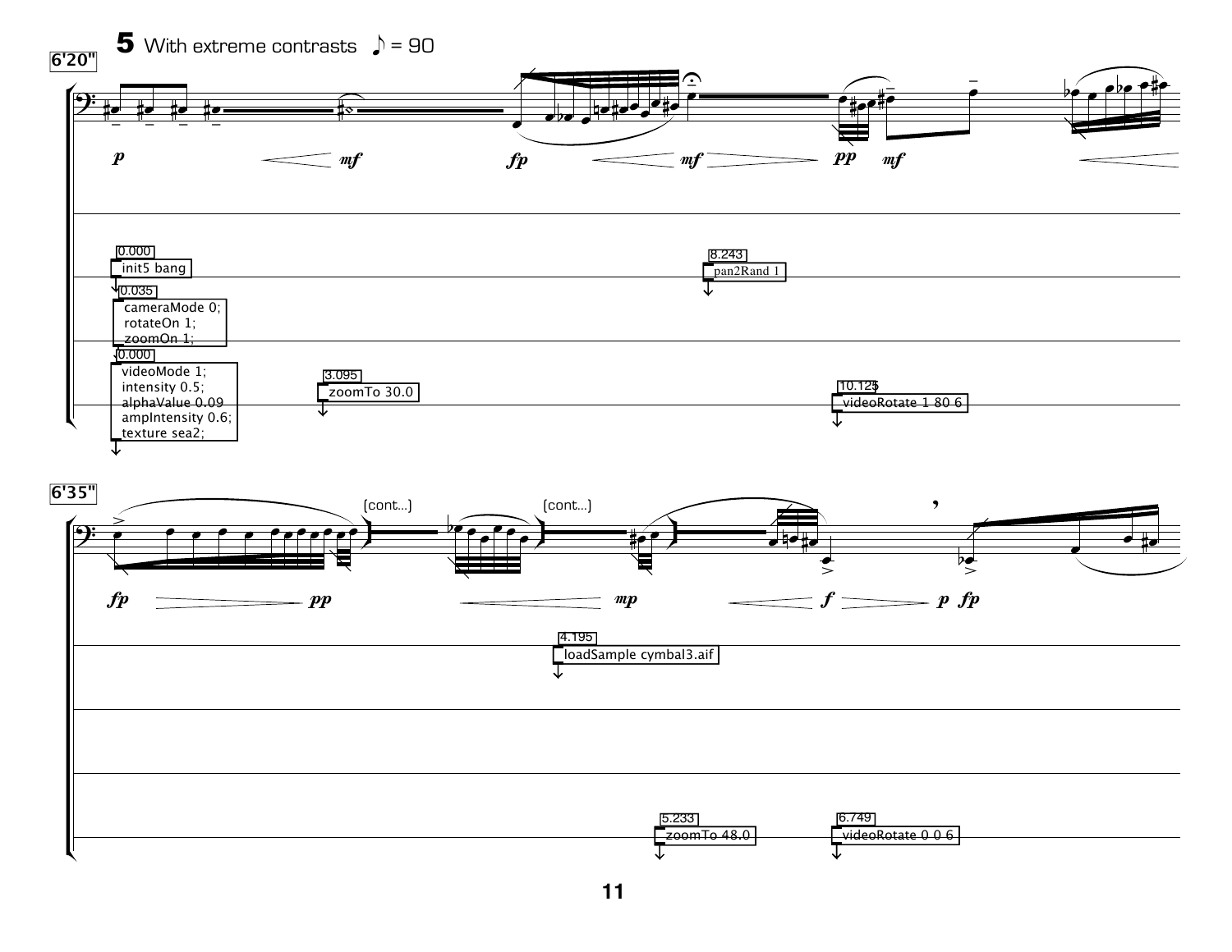**6'20"**

**5** With extreme contrasts ♪ = 90

*p* *mf* *fp* *mf* *pp* *mf*

0.000
init5 bang

0.035
cameraMode 0;
rotateOn 1;
zoomOn 1;

0.000
videoMode 1;
intensity 0.5;
alphaValue 0.09
ampIntensity 0.6;
texture sea2;

3.095
zoomTo 30.0

8.243
pan2Rand 1

10.125
videoRotate 1 80 6

**6'35"**

(cont...) (cont...)

*fp* *pp* *mp* *f* *p* *fp*

4.195
loadSample cymbal3.aif

5.233
zoomTo 48.0

6.749
videoRotate 0 0 6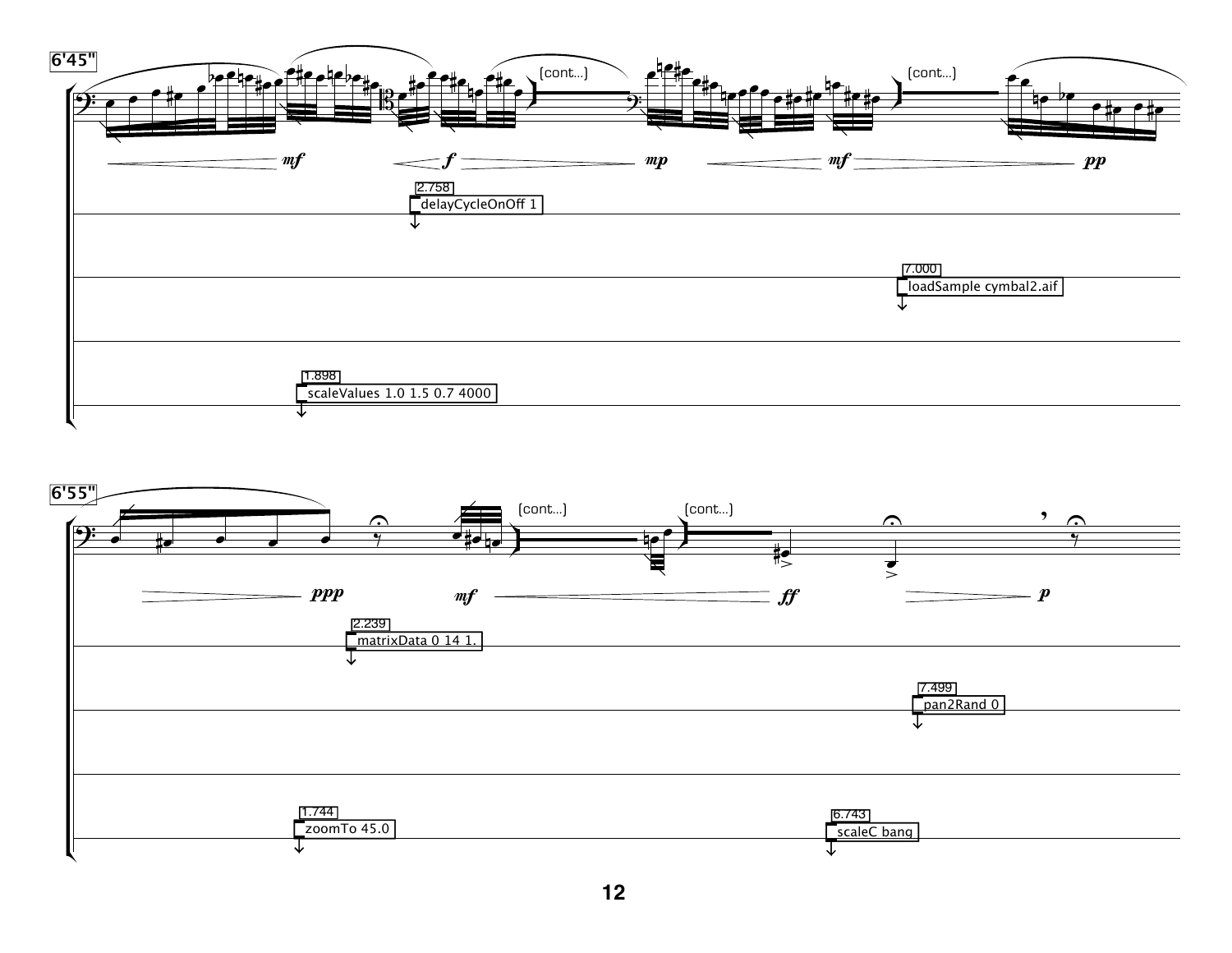6'45"

(cont...)

(cont...)

*mf* *f* *mp* *mf* *pp*

2.758
delayCycleOnOff 1

7.000
loadSample cymbal2.aif

1.898
scaleValues 1.0 1.5 0.7 4000

6'55"

(cont...)

(cont...)

*ppp* *mf* *ff* *p*

2.239
matrixData 0 14 1.

7.499
pan2Rand 0

1.744
zoomTo 45.0

6.743
scaleC bang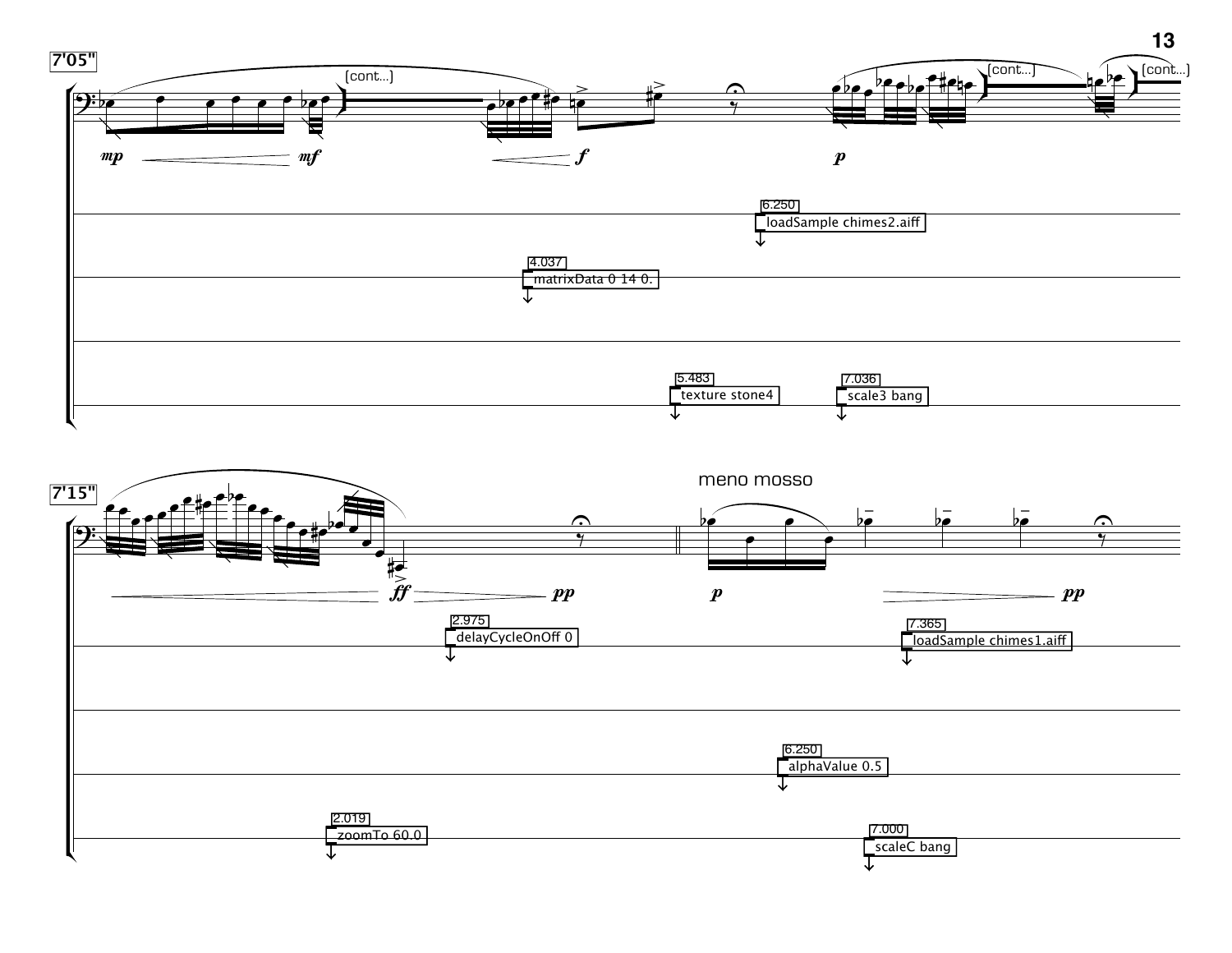7'05"

(cont...)

(cont...)

(cont...)

*mp* *mf* *f* *p*

6.250 loadSample chimes2.aiff

4.037 matrixData 0 14 0.

5.483 texture stone4

7.036 scale3 bang

7'15"

meno mosso

*ff* *pp* *p* *pp*

2.975 delayCycleOnOff 0

7.365 loadSample chimes1.aiff

6.250 alphaValue 0.5

2.019 zoomTo 60.0

7.000 scaleC bang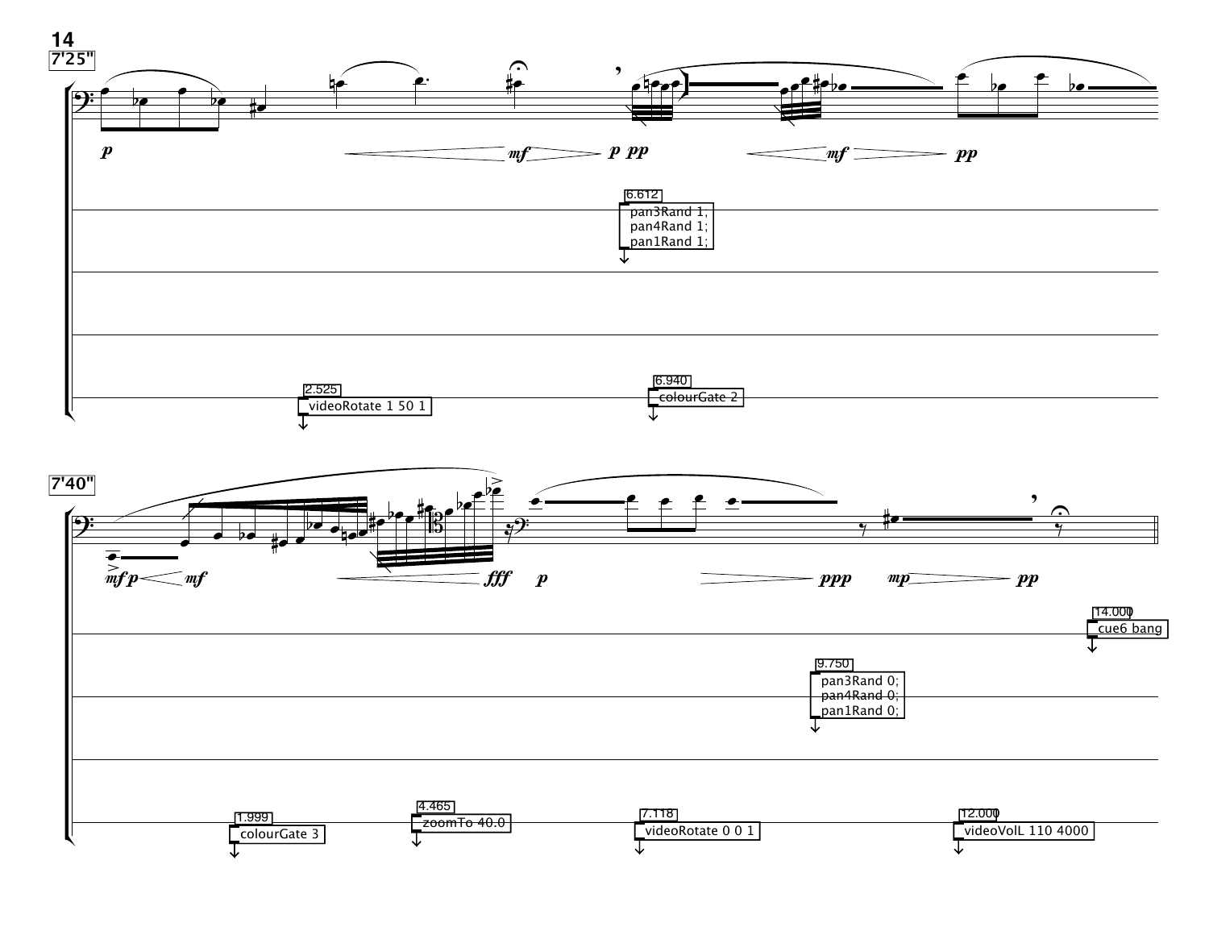7'25"

6.612
pan3Rand 1;
pan4Rand 1;
pan1Rand 1;

2.525
videoRotate 1 50 1

6.940
colourGate 2

7'40"

14.000
cue6 bang

9.750
pan3Rand 0;
pan4Rand 0;
pan1Rand 0;

1.999
colourGate 3

4.465
zoomTo 40.0

7.118
videoRotate 0 0 1

12.000
videoVolL 110 4000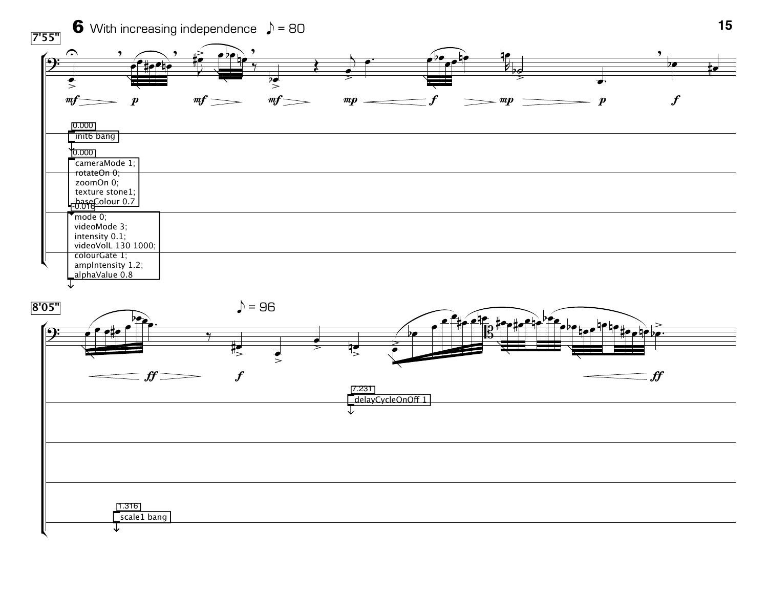7'55"

**6** With increasing independence ♪ = 80

*mf* *p* *mf* *mf* *mp* *f* *mp* *p* *f*

0.000
init6 bang

0.000
cameraMode 1;
rotateOn 0;
zoomOn 0;
texture stone1;
baseColour 0.7

-0.016
mode 0;
videoMode 3;
intensity 0.1;
videoVolL 130 1000;
colourGate 1;
ampIntensity 1.2;
alphaValue 0.8

8'05"

♪ = 96

*ff* *f* *ff*

7.231
delayCycleOnOff 1

1.316
scale1 bang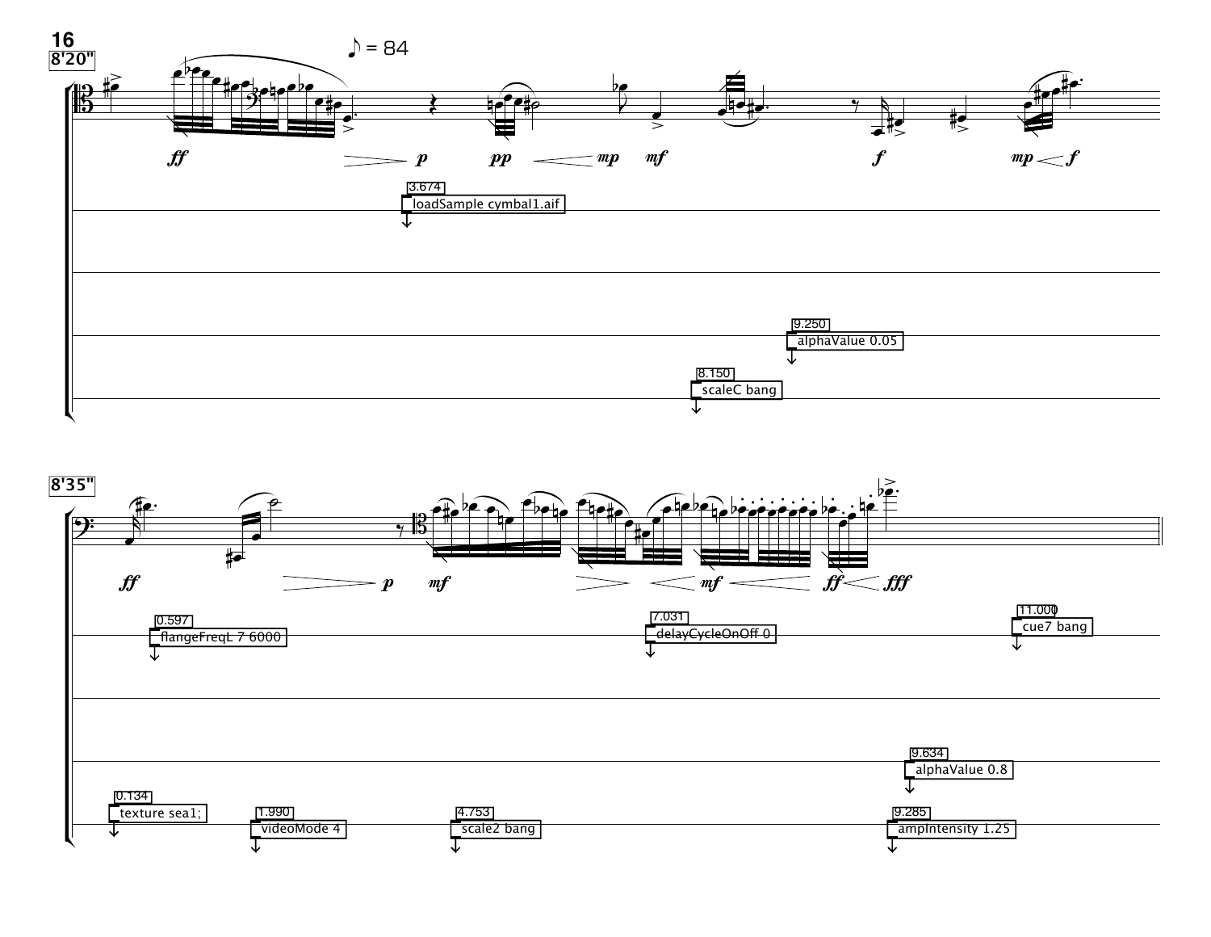8'20"

♪ = 84

*ff* *p* *pp* *mp* *mf* *f* *mp* *f*

3.674
loadSample cymbal1.aif

9.250
alphaValue 0.05

8.150
scaleC bang

8'35"

*ff* *p* *mf* *mf* *ff* *fff*

0.597
flangeFreqL 7 6000

7.031
delayCycleOnOff 0

11.000
cue7 bang

9.634
alphaValue 0.8

0.134
texture sea1;

1.990
videoMode 4

4.753
scale2 bang

9.285
ampIntensity 1.25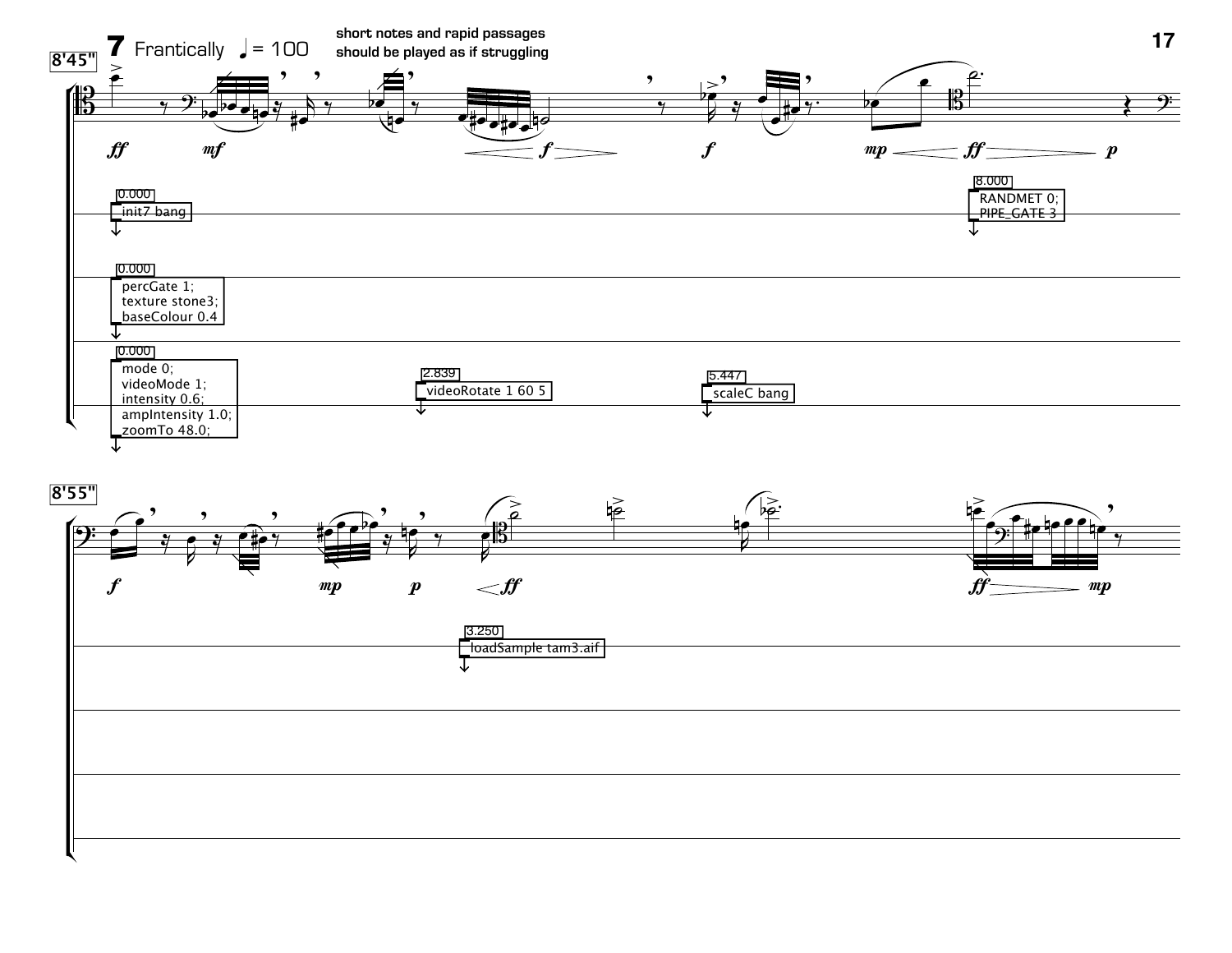8'45"

**7** Frantically ♩= 100

**short notes and rapid passages should be played as if struggling**

*ff* *mf* *f* *f* *mp* *ff* *p*

0.000
```
init7 bang
```

8.000
```
RANDMET 0;
PIPE_GATE 3
```

0.000
```
percGate 1;
texture stone3;
baseColour 0.4
```

0.000
```
mode 0;
videoMode 1;
intensity 0.6;
ampIntensity 1.0;
zoomTo 48.0;
```

2.839
```
videoRotate 1 60 5
```

5.447
```
scaleC bang
```

8'55"

*f* *mp* *p* *ff* *ff* *mp*

3.250
```
loadSample tam3.aif
```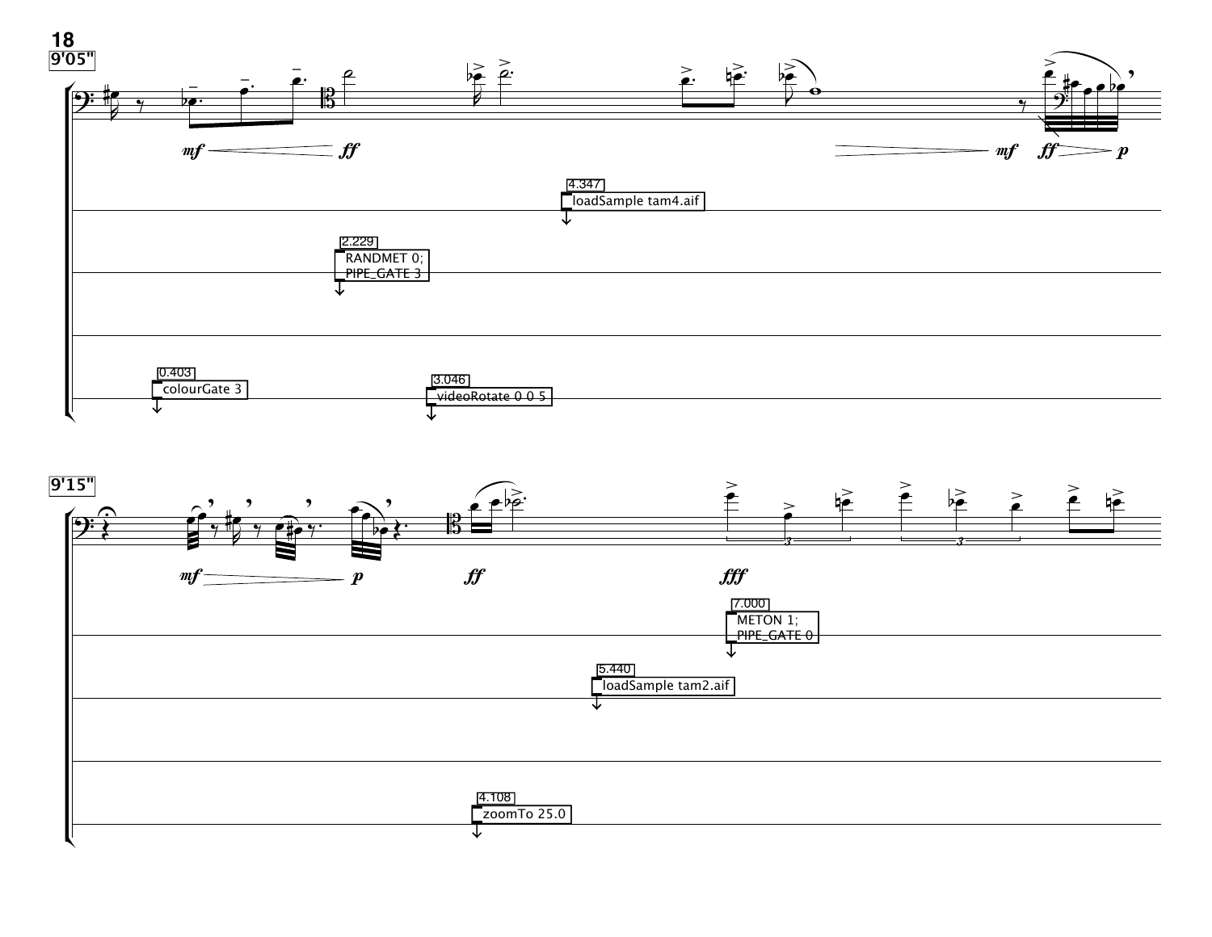9'05"

mf ff mf ff p

4.347 loadSample tam4.aif

2.229 RANDMET 0; PIPE_GATE 3

0.403 colourGate 3

3.046 videoRotate 0 0 5

9'15"

mf p ff fff

7.000 METON 1; PIPE_GATE 0

5.440 loadSample tam2.aif

4.108 zoomTo 25.0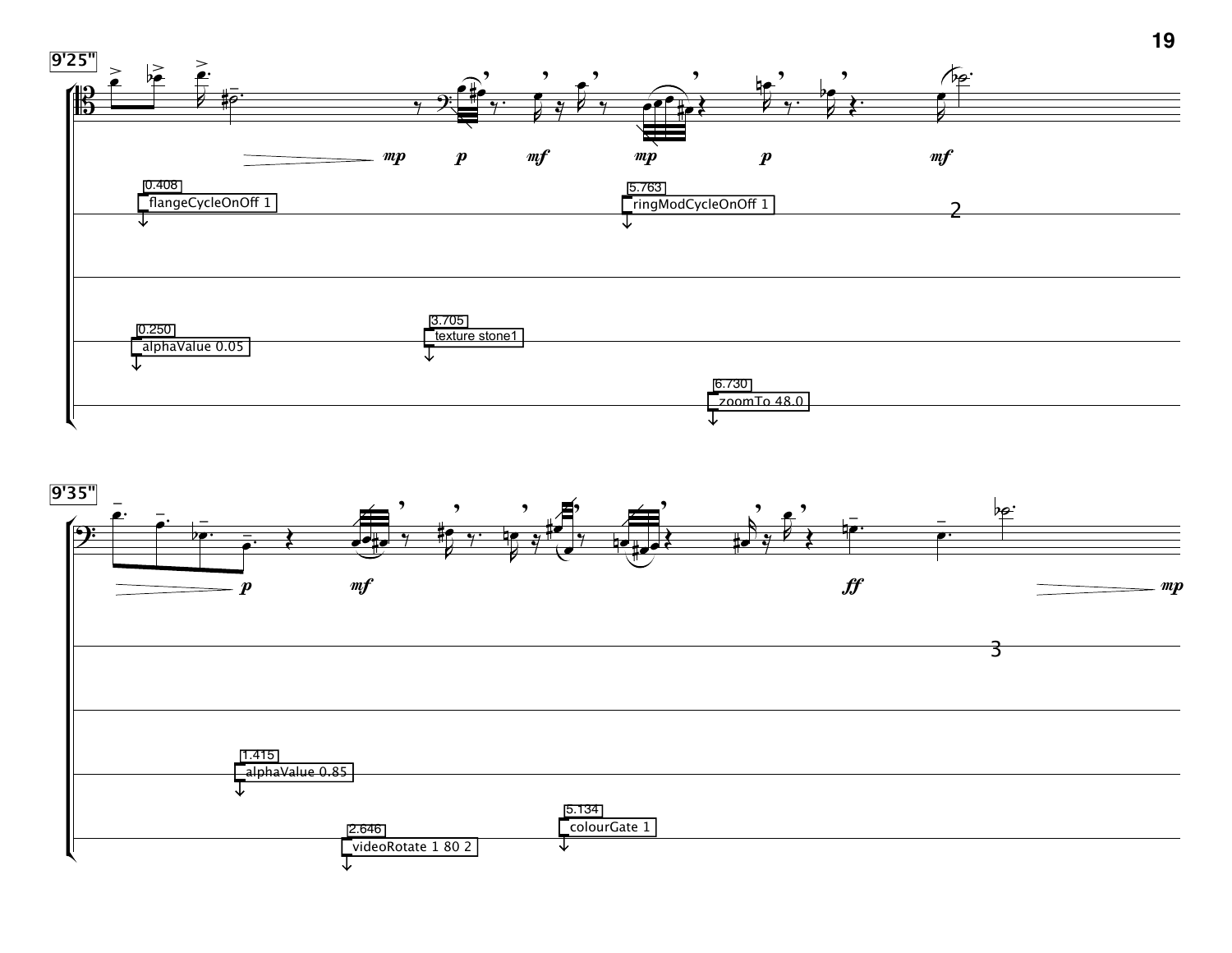9'25"

*mp* *p* *mf* *mp* *p* *mf*

0.408 flangeCycleOnOff 1

5.763 ringModCycleOnOff 1

2

0.250 alphaValue 0.05

3.705 texture stone1

6.730 zoomTo 48.0

9'35"

*p* *mf* *ff* *mp*

3

1.415 alphaValue 0.85

5.134 colourGate 1

2.646 videoRotate 1 80 2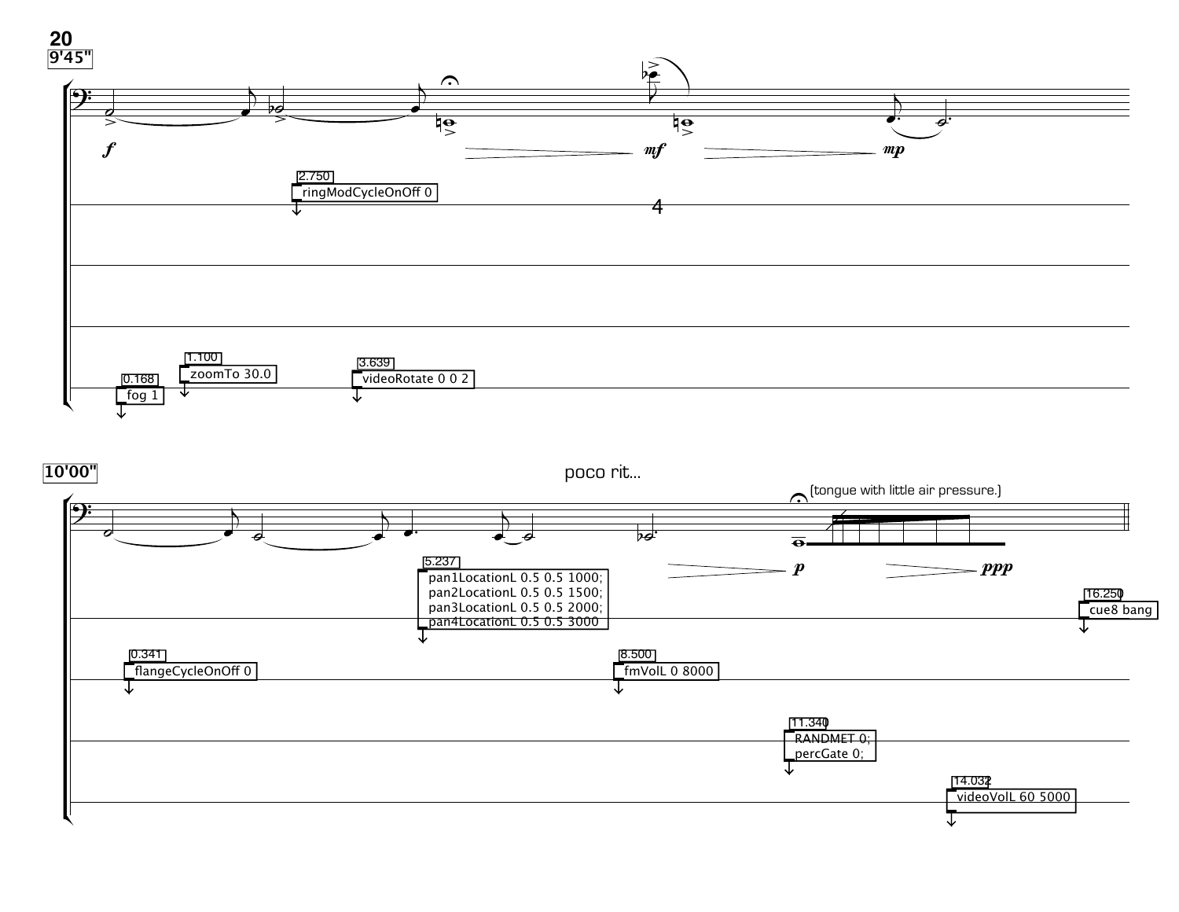9'45"

2.750
ringModCycleOnOff 0

4

1.100
zoomTo 30.0

0.168
fog 1

3.639
videoRotate 0 0 2

10'00"

poco rit...

(tongue with little air pressure.)

5.237
pan1LocationL 0.5 0.5 1000;
pan2LocationL 0.5 0.5 1500;
pan3LocationL 0.5 0.5 2000;
pan4LocationL 0.5 0.5 3000

16.250
cue8 bang

0.341
flangeCycleOnOff 0

8.500
fmVolL 0 8000

11.340
RANDMET 0;
percGate 0;

14.032
videoVolL 60 5000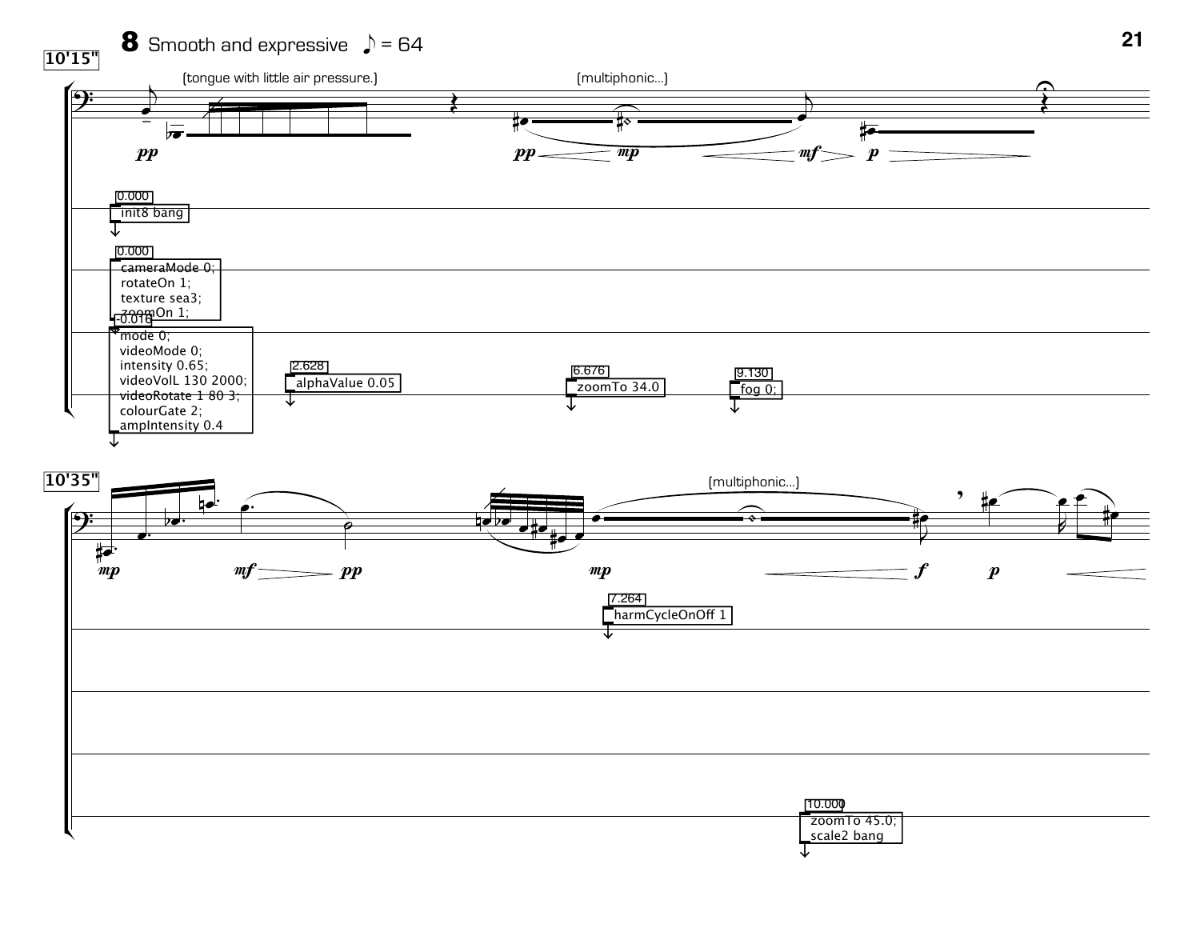10'15"

**8** Smooth and expressive ♪ = 64

(tongue with little air pressure.)

(multiphonic...)

*pp* *pp* *mp* *mf* *p*

0.000
init8 bang

0.000
cameraMode 0;
rotateOn 1;
texture sea3;
zoomOn 1;

-0.016
mode 0;
videoMode 0;
intensity 0.65;
videoVolL 130 2000;
videoRotate 1 80 3;
colourGate 2;
ampIntensity 0.4

2.628
alphaValue 0.05

6.676
zoomTo 34.0

9.130
fog 0;

10'35"

(multiphonic...)

*mp* *mf* *pp* *mp* *f* *p*

7.264
harmCycleOnOff 1

10.000
zoomTo 45.0;
scale2 bang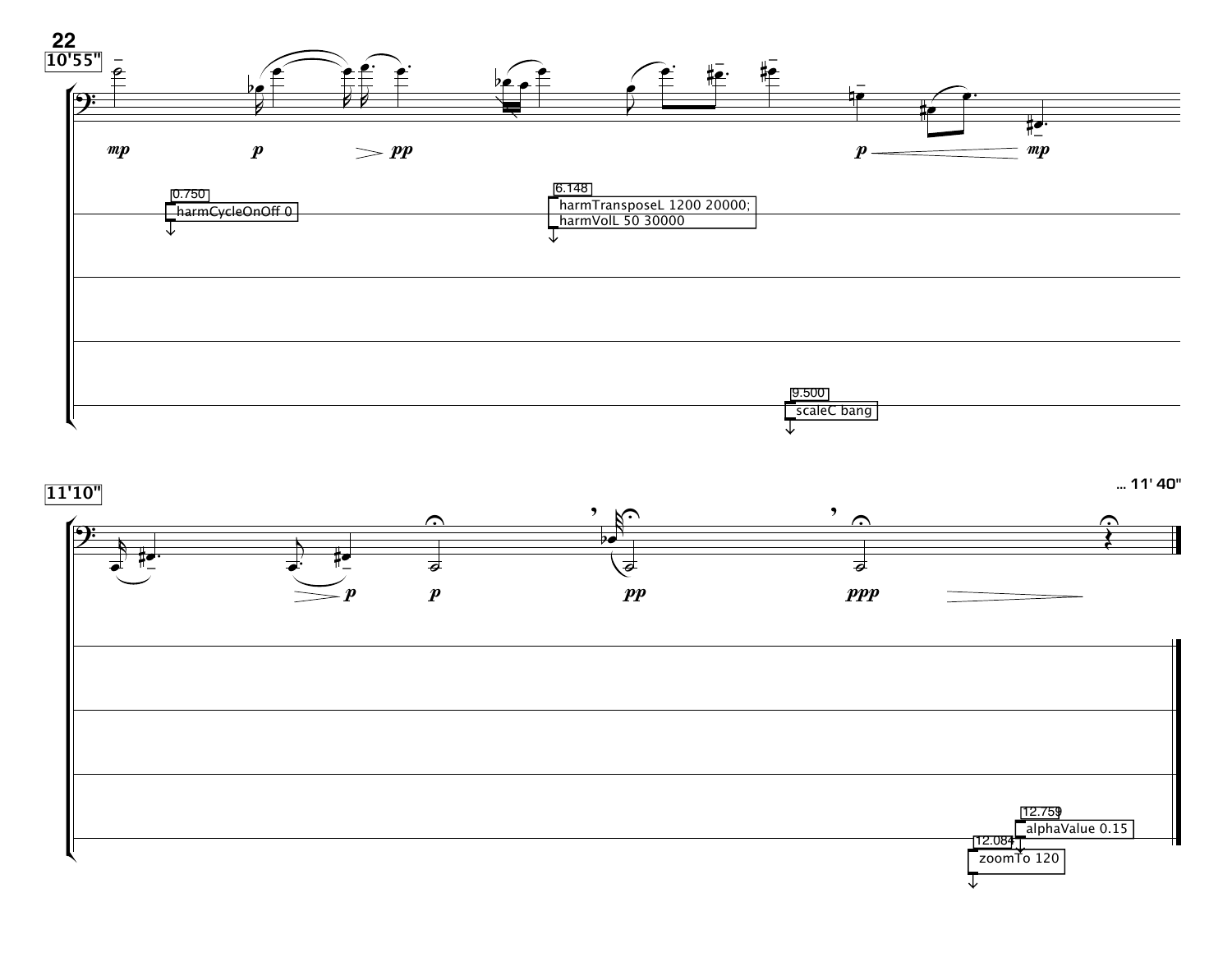10'55"

0.750 harmCycleOnOff 0

6.148 harmTransposeL 1200 20000; harmVolL 50 30000

9.500 scaleC bang

11'10"

... 11' 40"

12.759 alphaValue 0.15

12.084 zoomTo 120